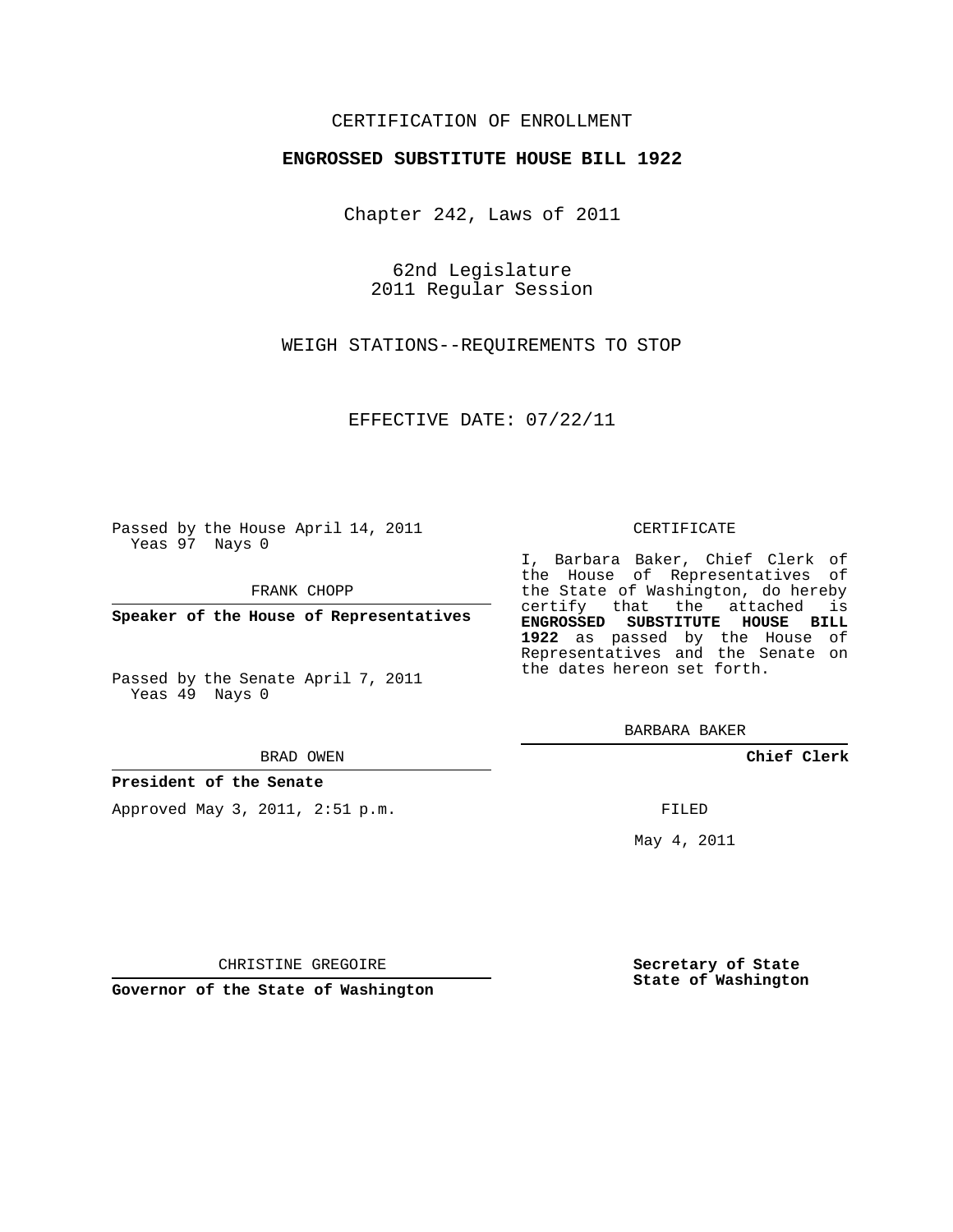CERTIFICATION OF ENROLLMENT

**ENGROSSED SUBSTITUTE HOUSE BILL 1922**

Chapter 242, Laws of 2011

62nd Legislature
2011 Regular Session

WEIGH STATIONS--REQUIREMENTS TO STOP

EFFECTIVE DATE: 07/22/11

Passed by the House April 14, 2011
Yeas 97 Nays 0

FRANK CHOPP

**Speaker of the House of Representatives**

Passed by the Senate April 7, 2011
Yeas 49 Nays 0

BRAD OWEN

**President of the Senate**

Approved May 3, 2011, 2:51 p.m.

CHRISTINE GREGOIRE

**Governor of the State of Washington**

CERTIFICATE

I, Barbara Baker, Chief Clerk of the House of Representatives of the State of Washington, do hereby certify that the attached is **ENGROSSED SUBSTITUTE HOUSE BILL 1922** as passed by the House of Representatives and the Senate on the dates hereon set forth.

BARBARA BAKER

**Chief Clerk**

FILED

May 4, 2011

**Secretary of State**
**State of Washington**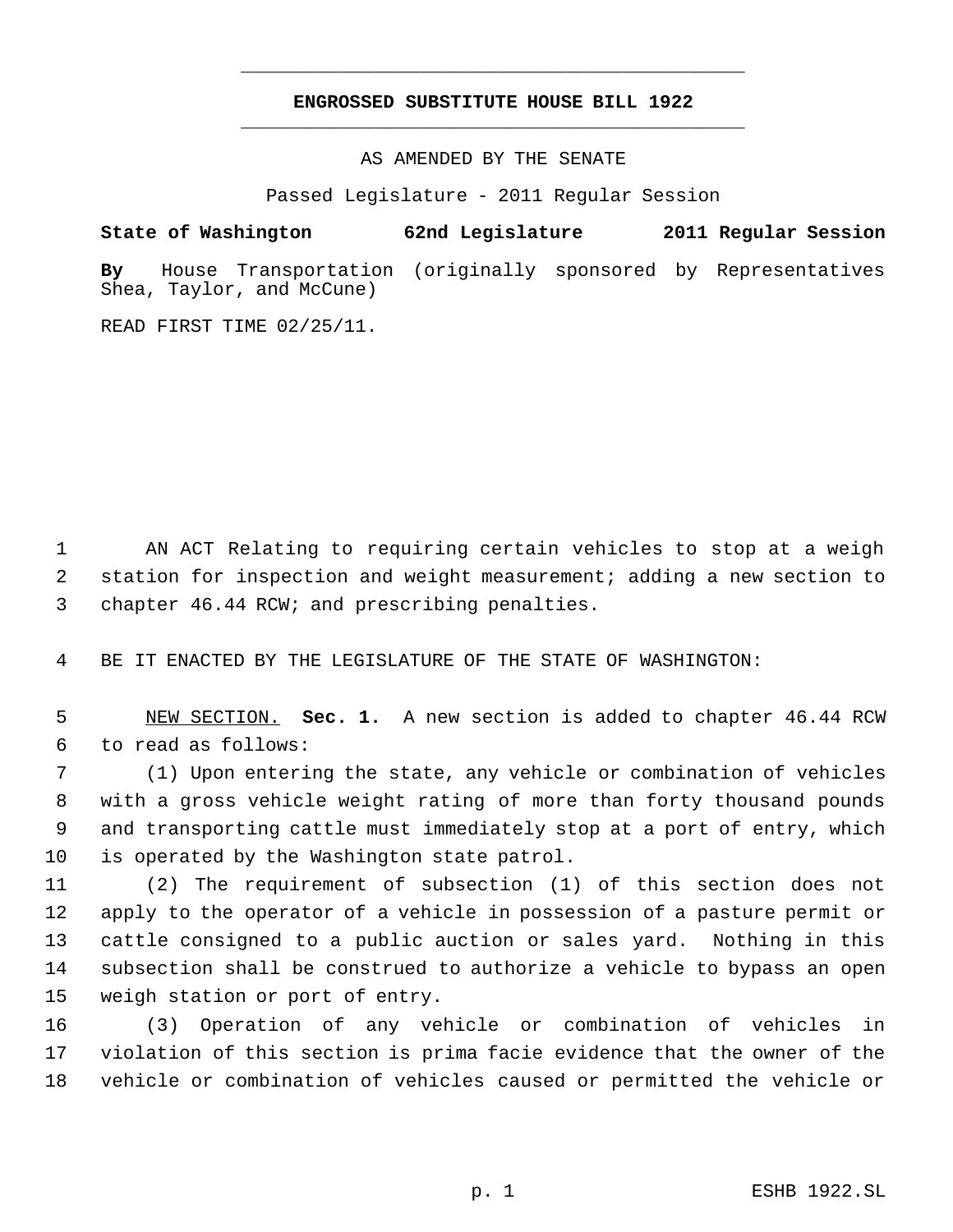# ENGROSSED SUBSTITUTE HOUSE BILL 1922

AS AMENDED BY THE SENATE

Passed Legislature - 2011 Regular Session

**State of Washington 62nd Legislature 2011 Regular Session**

**By** House Transportation (originally sponsored by Representatives Shea, Taylor, and McCune)

READ FIRST TIME 02/25/11.

AN ACT Relating to requiring certain vehicles to stop at a weigh station for inspection and weight measurement; adding a new section to chapter 46.44 RCW; and prescribing penalties.

BE IT ENACTED BY THE LEGISLATURE OF THE STATE OF WASHINGTON:

NEW SECTION. **Sec. 1.** A new section is added to chapter 46.44 RCW to read as follows:

(1) Upon entering the state, any vehicle or combination of vehicles with a gross vehicle weight rating of more than forty thousand pounds and transporting cattle must immediately stop at a port of entry, which is operated by the Washington state patrol.

(2) The requirement of subsection (1) of this section does not apply to the operator of a vehicle in possession of a pasture permit or cattle consigned to a public auction or sales yard. Nothing in this subsection shall be construed to authorize a vehicle to bypass an open weigh station or port of entry.

(3) Operation of any vehicle or combination of vehicles in violation of this section is prima facie evidence that the owner of the vehicle or combination of vehicles caused or permitted the vehicle or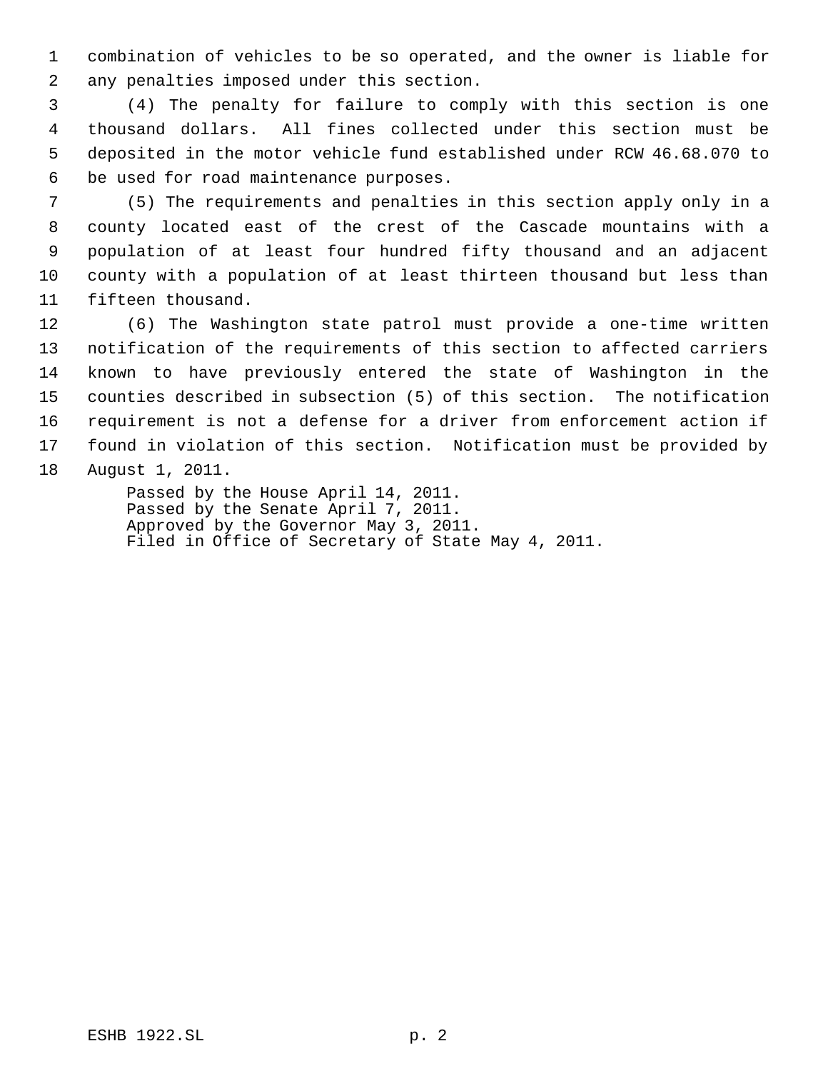combination of vehicles to be so operated, and the owner is liable for any penalties imposed under this section.

(4) The penalty for failure to comply with this section is one thousand dollars. All fines collected under this section must be deposited in the motor vehicle fund established under RCW 46.68.070 to be used for road maintenance purposes.

(5) The requirements and penalties in this section apply only in a county located east of the crest of the Cascade mountains with a population of at least four hundred fifty thousand and an adjacent county with a population of at least thirteen thousand but less than fifteen thousand.

(6) The Washington state patrol must provide a one-time written notification of the requirements of this section to affected carriers known to have previously entered the state of Washington in the counties described in subsection (5) of this section. The notification requirement is not a defense for a driver from enforcement action if found in violation of this section. Notification must be provided by August 1, 2011.

Passed by the House April 14, 2011.
Passed by the Senate April 7, 2011.
Approved by the Governor May 3, 2011.
Filed in Office of Secretary of State May 4, 2011.